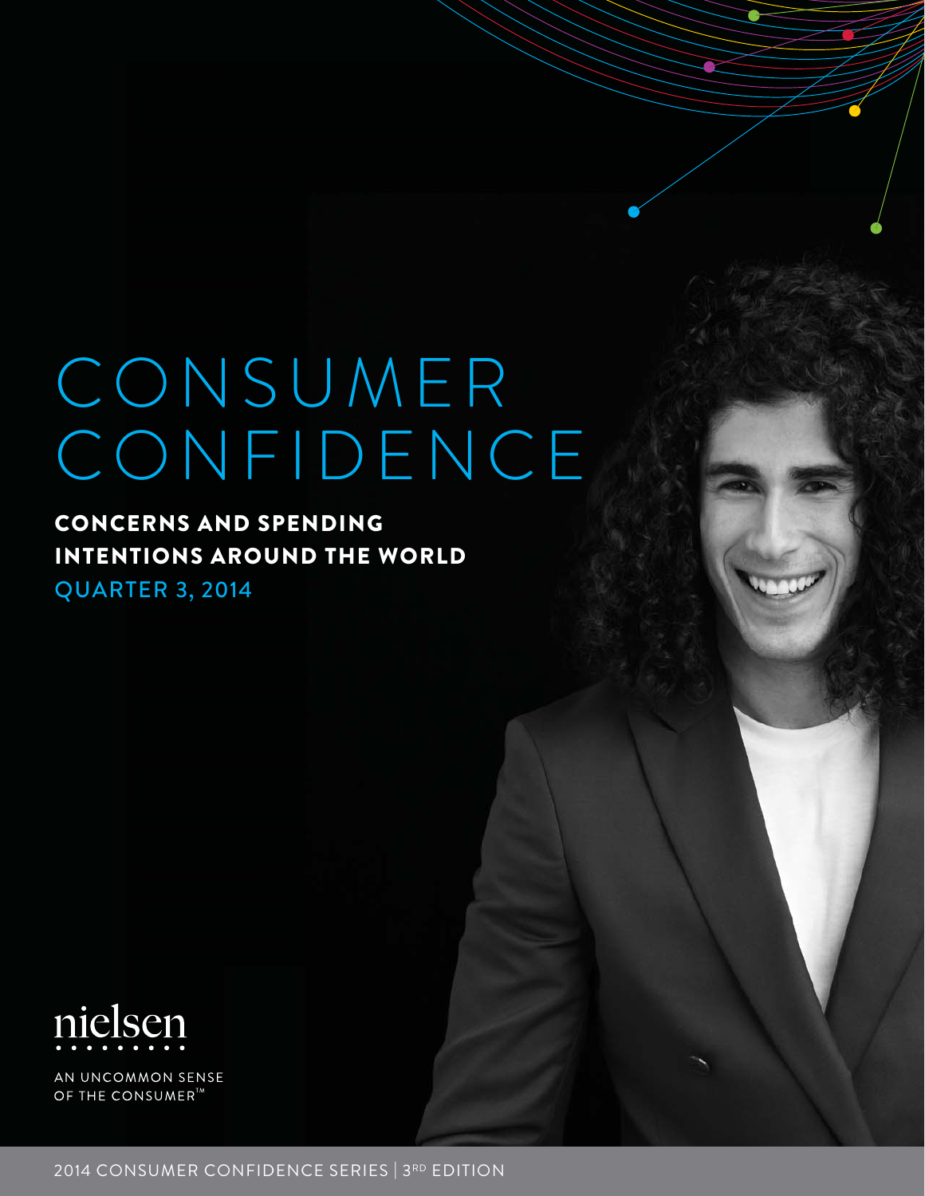# CONSUMER CONFIDENCE

## CONCERNS AND SPENDING INTENTIONS AROUND THE WORLD

QUARTER 3, 2014

nielsen

AN UNCOMMON SENSE OF THE CONSUMER™

2014 CONSUMER CONFIDENCE SERIES | 3RD EDITION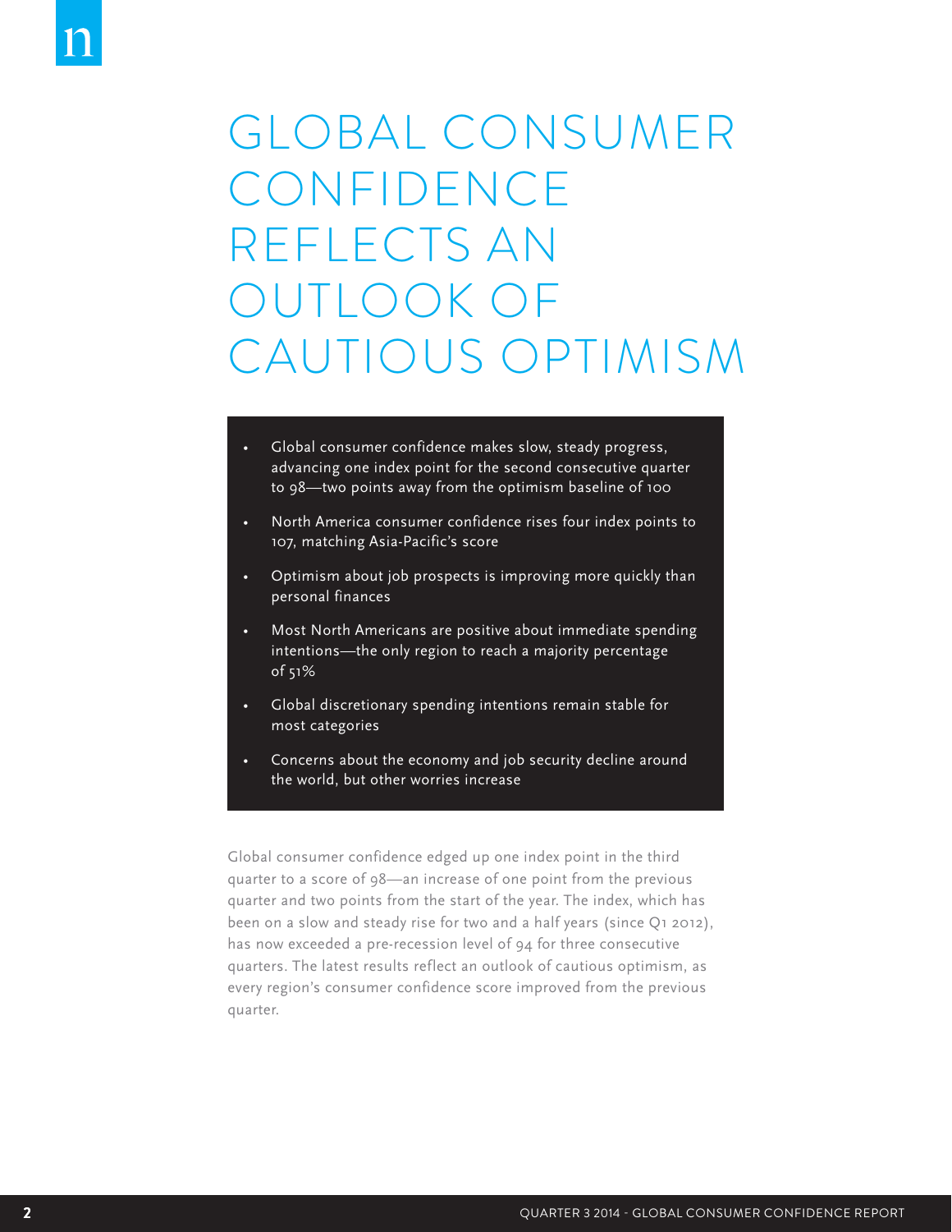# GLOBAL CONSUMER CONFIDENCE REFLECTS AN OUTLOOK OF CAUTIOUS OPTIMISM

- Global consumer confidence makes slow, steady progress, advancing one index point for the second consecutive quarter to 98—two points away from the optimism baseline of 100
- North America consumer confidence rises four index points to 107, matching Asia-Pacific's score
- Optimism about job prospects is improving more quickly than personal finances
- Most North Americans are positive about immediate spending intentions—the only region to reach a majority percentage of 51%
- Global discretionary spending intentions remain stable for most categories
- Concerns about the economy and job security decline around the world, but other worries increase

Global consumer confidence edged up one index point in the third quarter to a score of 98—an increase of one point from the previous quarter and two points from the start of the year. The index, which has been on a slow and steady rise for two and a half years (since Q1 2012), has now exceeded a pre-recession level of 94 for three consecutive quarters. The latest results reflect an outlook of cautious optimism, as every region's consumer confidence score improved from the previous quarter.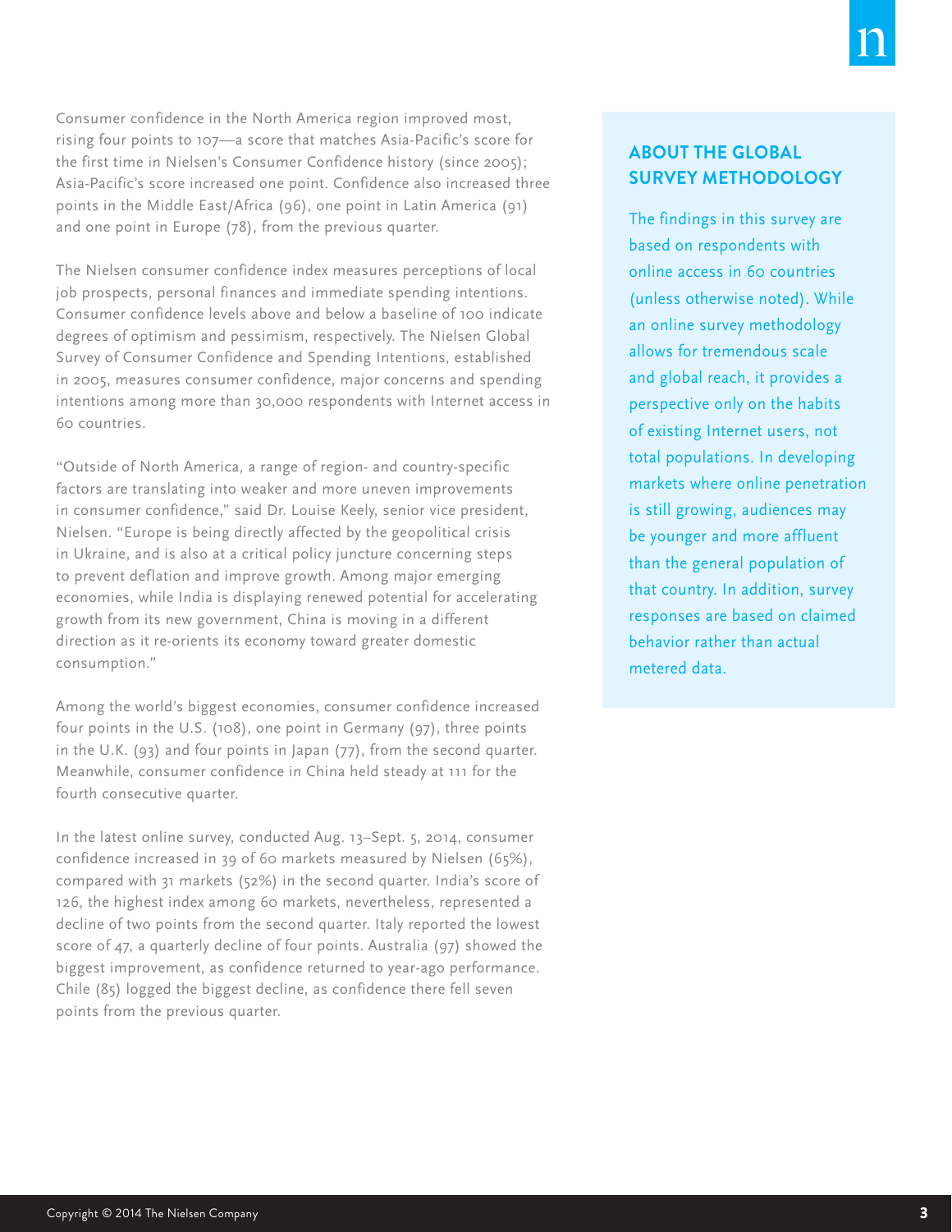Consumer confidence in the North America region improved most, rising four points to 107—a score that matches Asia-Pacific's score for the first time in Nielsen's Consumer Confidence history (since 2005); Asia-Pacific's score increased one point. Confidence also increased three points in the Middle East/Africa (96), one point in Latin America (91) and one point in Europe (78), from the previous quarter.

The Nielsen consumer confidence index measures perceptions of local job prospects, personal finances and immediate spending intentions. Consumer confidence levels above and below a baseline of 100 indicate degrees of optimism and pessimism, respectively. The Nielsen Global Survey of Consumer Confidence and Spending Intentions, established in 2005, measures consumer confidence, major concerns and spending intentions among more than 30,000 respondents with Internet access in 60 countries.

"Outside of North America, a range of region- and country-specific factors are translating into weaker and more uneven improvements in consumer confidence," said Dr. Louise Keely, senior vice president, Nielsen. "Europe is being directly affected by the geopolitical crisis in Ukraine, and is also at a critical policy juncture concerning steps to prevent deflation and improve growth. Among major emerging economies, while India is displaying renewed potential for accelerating growth from its new government, China is moving in a different direction as it re-orients its economy toward greater domestic consumption."

Among the world's biggest economies, consumer confidence increased four points in the U.S. (108), one point in Germany (97), three points in the U.K. (93) and four points in Japan (77), from the second quarter. Meanwhile, consumer confidence in China held steady at 111 for the fourth consecutive quarter.

In the latest online survey, conducted Aug. 13–Sept. 5, 2014, consumer confidence increased in 39 of 60 markets measured by Nielsen (65%), compared with 31 markets (52%) in the second quarter. India's score of 126, the highest index among 60 markets, nevertheless, represented a decline of two points from the second quarter. Italy reported the lowest score of 47, a quarterly decline of four points. Australia (97) showed the biggest improvement, as confidence returned to year-ago performance. Chile (85) logged the biggest decline, as confidence there fell seven points from the previous quarter.

## ABOUT THE GLOBAL SURVEY METHODOLOGY

The findings in this survey are based on respondents with online access in 60 countries (unless otherwise noted). While an online survey methodology allows for tremendous scale and global reach, it provides a perspective only on the habits of existing Internet users, not total populations. In developing markets where online penetration is still growing, audiences may be younger and more affluent than the general population of that country. In addition, survey responses are based on claimed behavior rather than actual metered data.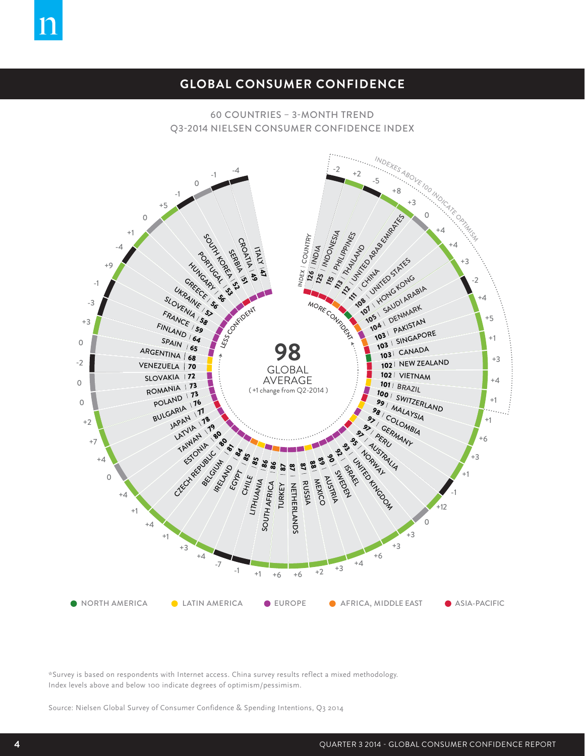## GLOBAL CONSUMER CONFIDENCE

60 COUNTRIES – 3-MONTH TREND
Q3-2014 NIELSEN CONSUMER CONFIDENCE INDEX

**98** GLOBAL AVERAGE ( +1 change from Q2-2014 )

INDEXES ABOVE 100 INDICATE OPTIMISM

| Index | Country | Change from Q2-2014 | Region |
|---|---|---|---|
| 126 | INDIA | -2 | Asia-Pacific |
| 125 | INDONESIA | +2 | Asia-Pacific |
| 115 | PHILIPPINES | -5 | Asia-Pacific |
| 113 | THAILAND | +8 | Asia-Pacific |
| 112 | UNITED ARAB EMIRATES | +3 | Africa, Middle East |
| 111 | CHINA | 0 | Asia-Pacific |
| 108 | UNITED STATES | +4 | North America |
| 107 | HONG KONG | +4 | Asia-Pacific |
| 105 | SAUDI ARABIA | +3 | Africa, Middle East |
| 104 | DENMARK | -2 | Europe |
| 103 | PAKISTAN | +4 | Africa, Middle East |
| 103 | SINGAPORE | +5 | Asia-Pacific |
| 103 | CANADA | +1 | North America |
| 102 | NEW ZEALAND | +3 | Asia-Pacific |
| 102 | VIETNAM | +4 | Asia-Pacific |
| 101 | BRAZIL | +1 | Latin America |
| 100 | SWITZERLAND | +1 | Europe |
| 99 | MALAYSIA | +6 | Asia-Pacific |
| 98 | COLOMBIA | +3 | Latin America |
| 97 | GERMANY | +1 | Europe |
| 97 | PERU | -1 | Latin America |
| 97 | AUSTRALIA | +12 | Asia-Pacific |
| 95 | NORWAY | 0 | Europe |
| 93 | UNITED KINGDOM | +3 | Europe |
| 92 | ISRAEL | +3 | Africa, Middle East |
| 90 | SWEDEN | +6 | Europe |
| 89 | AUSTRIA | +4 | Europe |
| 88 | MEXICO | +3 | Latin America |
| 87 | RUSSIA | +2 | Europe |
| 87 | NETHERLANDS | +6 | Europe |
| 87 | TURKEY | +6 | Europe |
| 86 | SOUTH AFRICA | +1 | Africa, Middle East |
| 86 | LITHUANIA | -1 | Europe |
| 85 | CHILE | -7 | Latin America |
| 85 | EGYPT | +4 | Africa, Middle East |
| 84 | IRELAND | +3 | Europe |
| 81 | BELGIUM | +1 | Europe |
| 80 | CZECH REPUBLIC | +4 | Europe |
| 80 | ESTONIA | +1 | Europe |
| 79 | TAIWAN | +4 | Asia-Pacific |
| 78 | LATVIA | 0 | Europe |
| 77 | JAPAN | +4 | Asia-Pacific |
| 76 | BULGARIA | +7 | Europe |
| 73 | POLAND | +2 | Europe |
| 73 | ROMANIA | 0 | Europe |
| 72 | SLOVAKIA | 0 | Europe |
| 70 | VENEZUELA | -2 | Latin America |
| 68 | ARGENTINA | 0 | Latin America |
| 65 | SPAIN | +3 | Europe |
| 64 | FINLAND | -3 | Europe |
| 59 | FRANCE | -1 | Europe |
| 58 | SLOVENIA | +9 | Europe |
| 57 | UKRAINE | -4 | Europe |
| 56 | GREECE | +1 | Europe |
| 56 | HUNGARY | 0 | Europe |
| 53 | PORTUGAL | +5 | Europe |
| 52 | SOUTH KOREA | -1 | Asia-Pacific |
| 51 | SERBIA | 0 | Europe |
| 49 | CROATIA | -1 | Europe |
| 47 | ITALY | -4 | Europe |

MORE CONFIDENT → LESS CONFIDENT

● NORTH AMERICA ● LATIN AMERICA ● EUROPE ● AFRICA, MIDDLE EAST ● ASIA-PACIFIC

*Survey is based on respondents with Internet access. China survey results reflect a mixed methodology.
Index levels above and below 100 indicate degrees of optimism/pessimism.

Source: Nielsen Global Survey of Consumer Confidence & Spending Intentions, Q3 2014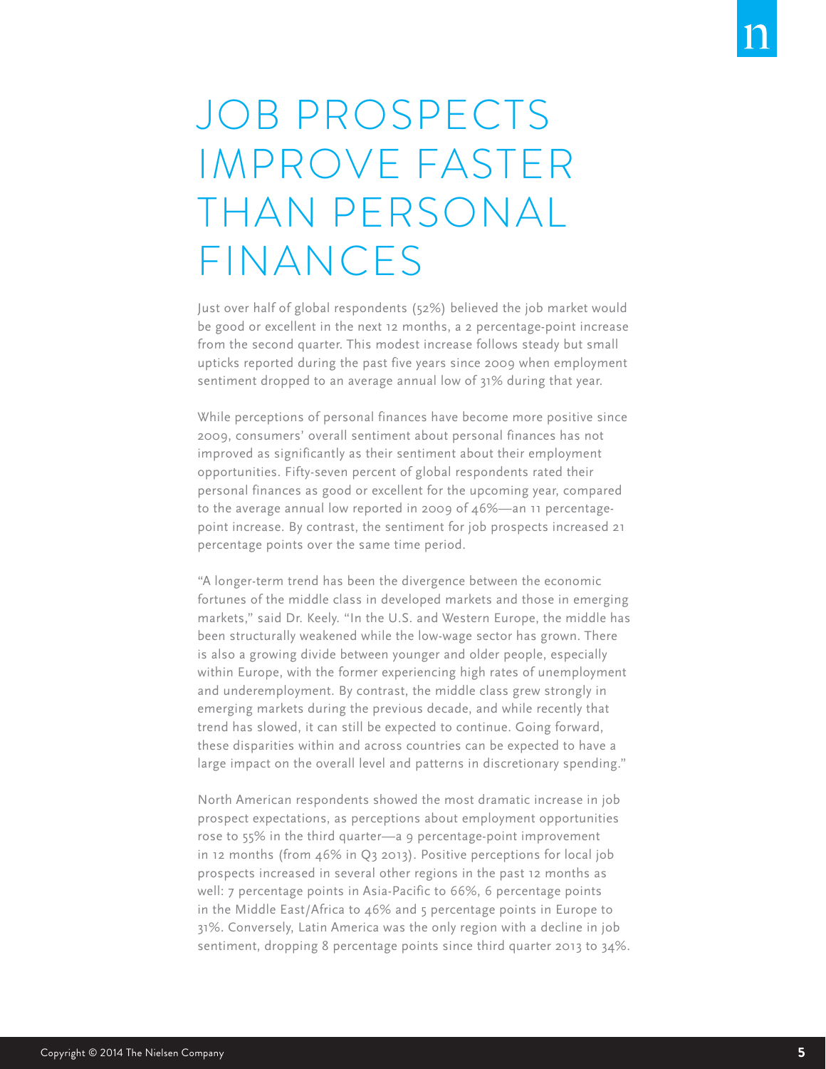# JOB PROSPECTS IMPROVE FASTER THAN PERSONAL FINANCES

Just over half of global respondents (52%) believed the job market would be good or excellent in the next 12 months, a 2 percentage-point increase from the second quarter. This modest increase follows steady but small upticks reported during the past five years since 2009 when employment sentiment dropped to an average annual low of 31% during that year.

While perceptions of personal finances have become more positive since 2009, consumers' overall sentiment about personal finances has not improved as significantly as their sentiment about their employment opportunities. Fifty-seven percent of global respondents rated their personal finances as good or excellent for the upcoming year, compared to the average annual low reported in 2009 of 46%—an 11 percentage-point increase. By contrast, the sentiment for job prospects increased 21 percentage points over the same time period.

"A longer-term trend has been the divergence between the economic fortunes of the middle class in developed markets and those in emerging markets," said Dr. Keely. "In the U.S. and Western Europe, the middle has been structurally weakened while the low-wage sector has grown. There is also a growing divide between younger and older people, especially within Europe, with the former experiencing high rates of unemployment and underemployment. By contrast, the middle class grew strongly in emerging markets during the previous decade, and while recently that trend has slowed, it can still be expected to continue. Going forward, these disparities within and across countries can be expected to have a large impact on the overall level and patterns in discretionary spending."

North American respondents showed the most dramatic increase in job prospect expectations, as perceptions about employment opportunities rose to 55% in the third quarter—a 9 percentage-point improvement in 12 months (from 46% in Q3 2013). Positive perceptions for local job prospects increased in several other regions in the past 12 months as well: 7 percentage points in Asia-Pacific to 66%, 6 percentage points in the Middle East/Africa to 46% and 5 percentage points in Europe to 31%. Conversely, Latin America was the only region with a decline in job sentiment, dropping 8 percentage points since third quarter 2013 to 34%.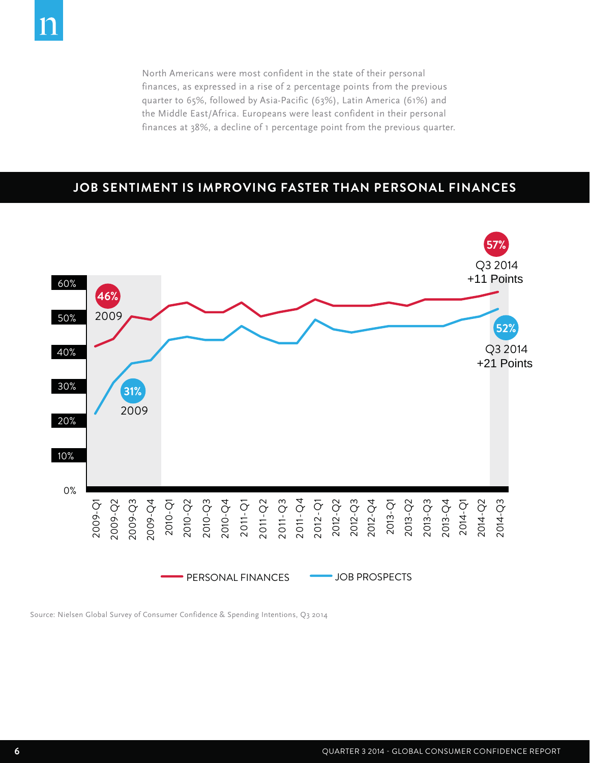North Americans were most confident in the state of their personal finances, as expressed in a rise of 2 percentage points from the previous quarter to 65%, followed by Asia-Pacific (63%), Latin America (61%) and the Middle East/Africa. Europeans were least confident in their personal finances at 38%, a decline of 1 percentage point from the previous quarter.

## JOB SENTIMENT IS IMPROVING FASTER THAN PERSONAL FINANCES

46% 2009

31% 2009

57% Q3 2014 +11 Points

52% Q3 2014 +21 Points

PERSONAL FINANCES — JOB PROSPECTS

Source: Nielsen Global Survey of Consumer Confidence & Spending Intentions, Q3 2014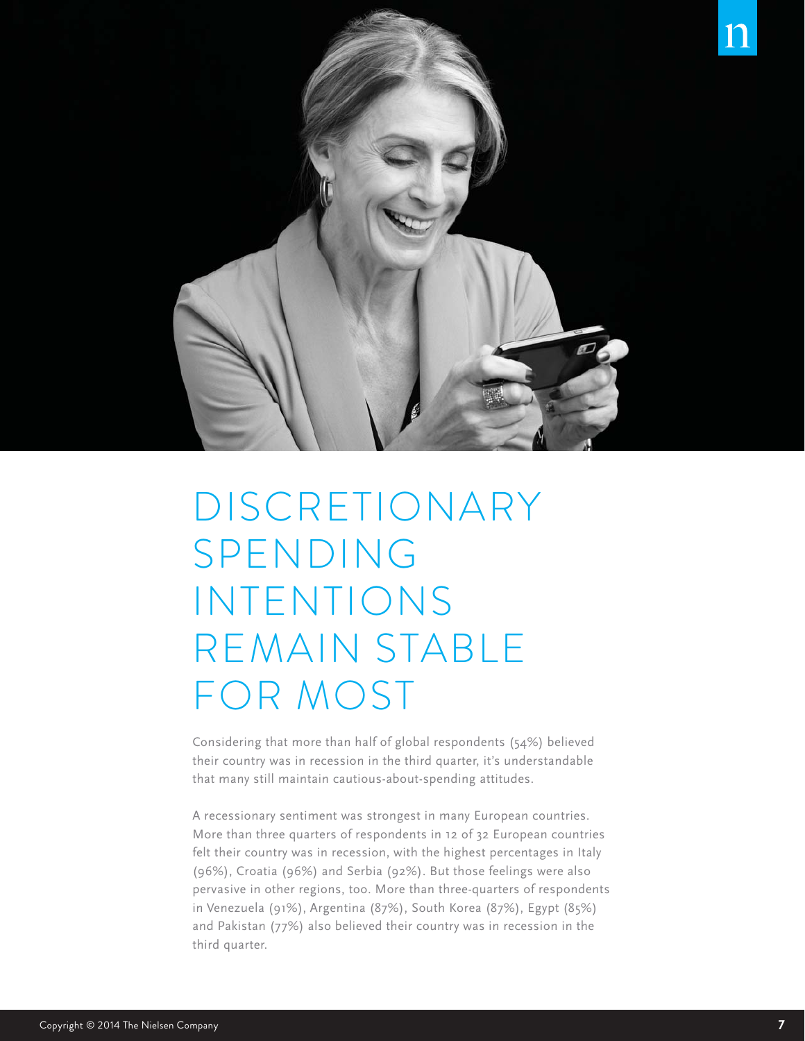# DISCRETIONARY SPENDING INTENTIONS REMAIN STABLE FOR MOST

Considering that more than half of global respondents (54%) believed their country was in recession in the third quarter, it's understandable that many still maintain cautious-about-spending attitudes.

A recessionary sentiment was strongest in many European countries. More than three quarters of respondents in 12 of 32 European countries felt their country was in recession, with the highest percentages in Italy (96%), Croatia (96%) and Serbia (92%). But those feelings were also pervasive in other regions, too. More than three-quarters of respondents in Venezuela (91%), Argentina (87%), South Korea (87%), Egypt (85%) and Pakistan (77%) also believed their country was in recession in the third quarter.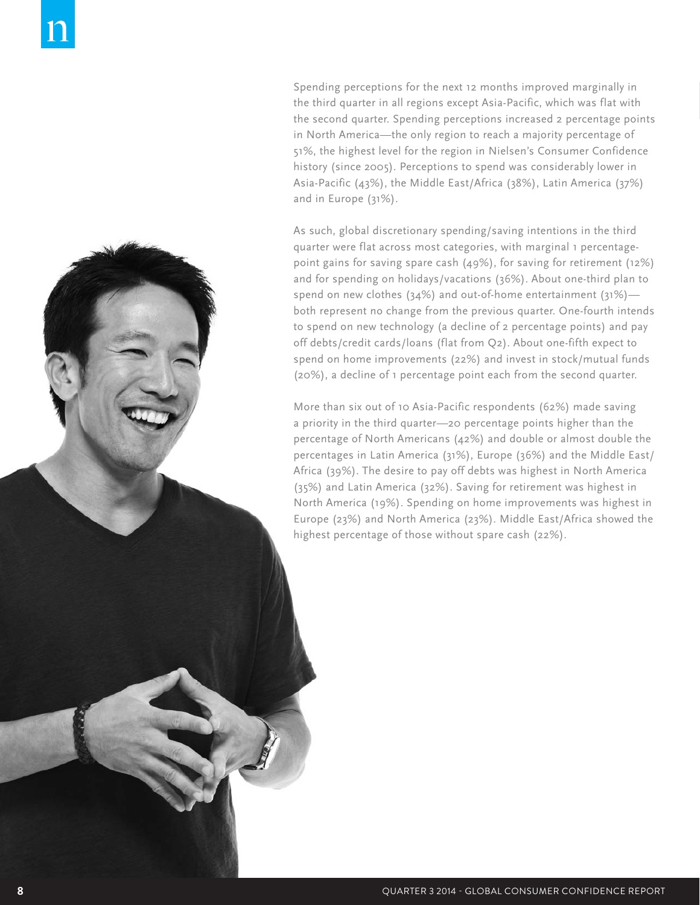Spending perceptions for the next 12 months improved marginally in the third quarter in all regions except Asia-Pacific, which was flat with the second quarter. Spending perceptions increased 2 percentage points in North America—the only region to reach a majority percentage of 51%, the highest level for the region in Nielsen's Consumer Confidence history (since 2005). Perceptions to spend was considerably lower in Asia-Pacific (43%), the Middle East/Africa (38%), Latin America (37%) and in Europe (31%).

As such, global discretionary spending/saving intentions in the third quarter were flat across most categories, with marginal 1 percentage-point gains for saving spare cash (49%), for saving for retirement (12%) and for spending on holidays/vacations (36%). About one-third plan to spend on new clothes (34%) and out-of-home entertainment (31%)—both represent no change from the previous quarter. One-fourth intends to spend on new technology (a decline of 2 percentage points) and pay off debts/credit cards/loans (flat from Q2). About one-fifth expect to spend on home improvements (22%) and invest in stock/mutual funds (20%), a decline of 1 percentage point each from the second quarter.

More than six out of 10 Asia-Pacific respondents (62%) made saving a priority in the third quarter—20 percentage points higher than the percentage of North Americans (42%) and double or almost double the percentages in Latin America (31%), Europe (36%) and the Middle East/Africa (39%). The desire to pay off debts was highest in North America (35%) and Latin America (32%). Saving for retirement was highest in North America (19%). Spending on home improvements was highest in Europe (23%) and North America (23%). Middle East/Africa showed the highest percentage of those without spare cash (22%).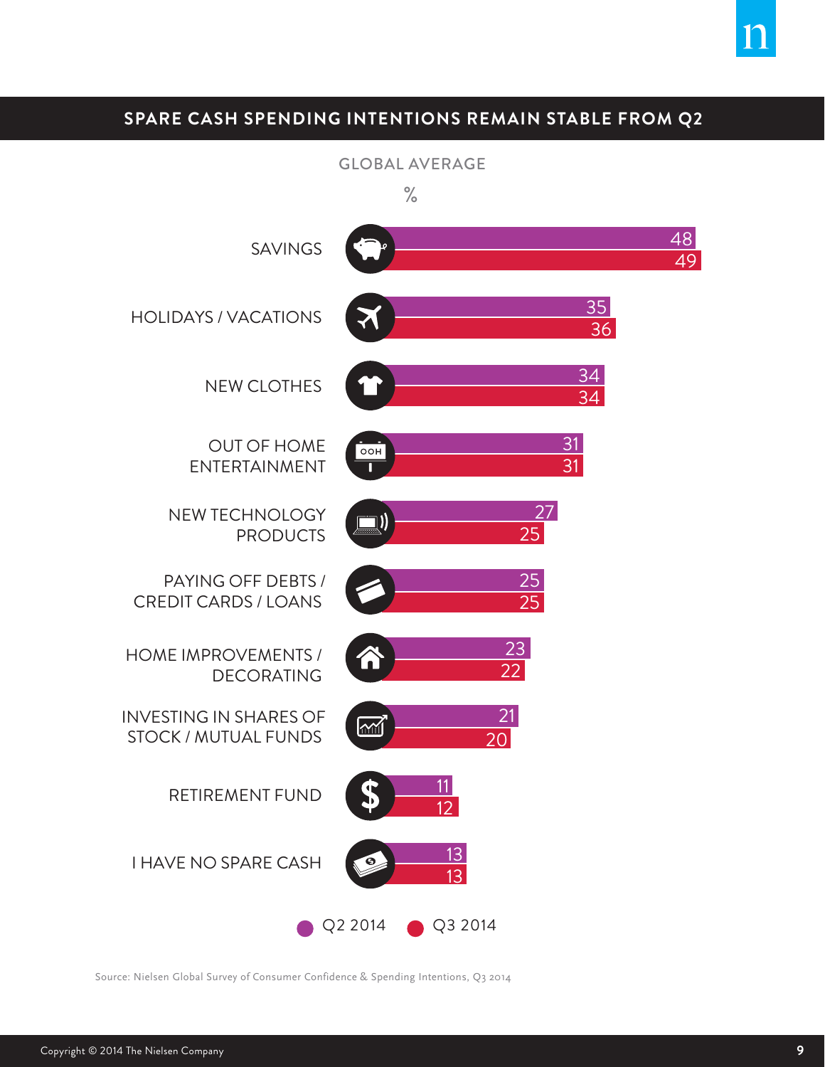## SPARE CASH SPENDING INTENTIONS REMAIN STABLE FROM Q2

GLOBAL AVERAGE

%

| | Q2 2014 | Q3 2014 |
|---|---|---|
| SAVINGS | 48 | 49 |
| HOLIDAYS / VACATIONS | 35 | 36 |
| NEW CLOTHES | 34 | 34 |
| OUT OF HOME ENTERTAINMENT | 31 | 31 |
| NEW TECHNOLOGY PRODUCTS | 27 | 25 |
| PAYING OFF DEBTS / CREDIT CARDS / LOANS | 25 | 25 |
| HOME IMPROVEMENTS / DECORATING | 23 | 22 |
| INVESTING IN SHARES OF STOCK / MUTUAL FUNDS | 21 | 20 |
| RETIREMENT FUND | 11 | 12 |
| I HAVE NO SPARE CASH | 13 | 13 |

Source: Nielsen Global Survey of Consumer Confidence & Spending Intentions, Q3 2014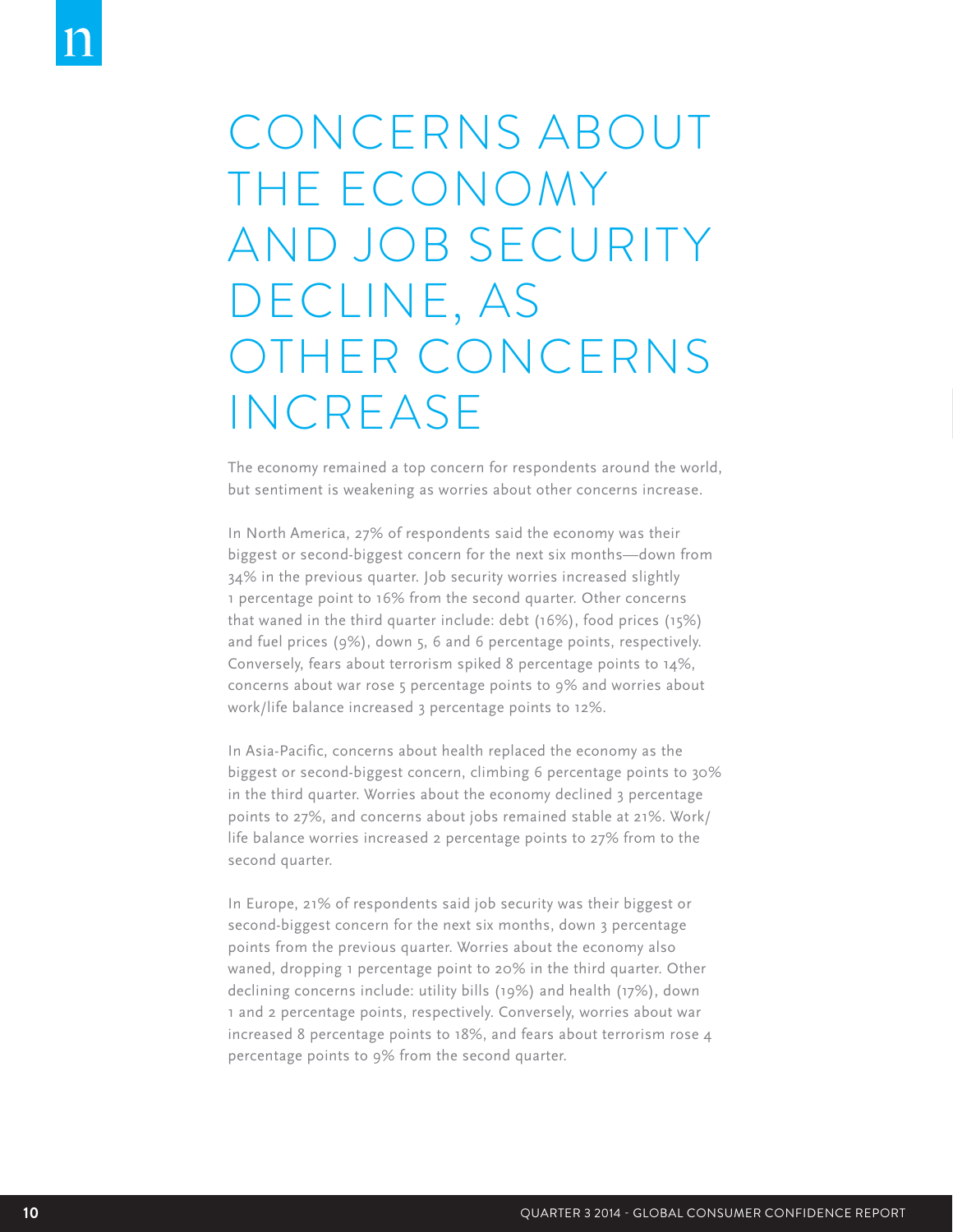# CONCERNS ABOUT THE ECONOMY AND JOB SECURITY DECLINE, AS OTHER CONCERNS INCREASE

The economy remained a top concern for respondents around the world, but sentiment is weakening as worries about other concerns increase.

In North America, 27% of respondents said the economy was their biggest or second-biggest concern for the next six months—down from 34% in the previous quarter. Job security worries increased slightly 1 percentage point to 16% from the second quarter. Other concerns that waned in the third quarter include: debt (16%), food prices (15%) and fuel prices (9%), down 5, 6 and 6 percentage points, respectively. Conversely, fears about terrorism spiked 8 percentage points to 14%, concerns about war rose 5 percentage points to 9% and worries about work/life balance increased 3 percentage points to 12%.

In Asia-Pacific, concerns about health replaced the economy as the biggest or second-biggest concern, climbing 6 percentage points to 30% in the third quarter. Worries about the economy declined 3 percentage points to 27%, and concerns about jobs remained stable at 21%. Work/life balance worries increased 2 percentage points to 27% from to the second quarter.

In Europe, 21% of respondents said job security was their biggest or second-biggest concern for the next six months, down 3 percentage points from the previous quarter. Worries about the economy also waned, dropping 1 percentage point to 20% in the third quarter. Other declining concerns include: utility bills (19%) and health (17%), down 1 and 2 percentage points, respectively. Conversely, worries about war increased 8 percentage points to 18%, and fears about terrorism rose 4 percentage points to 9% from the second quarter.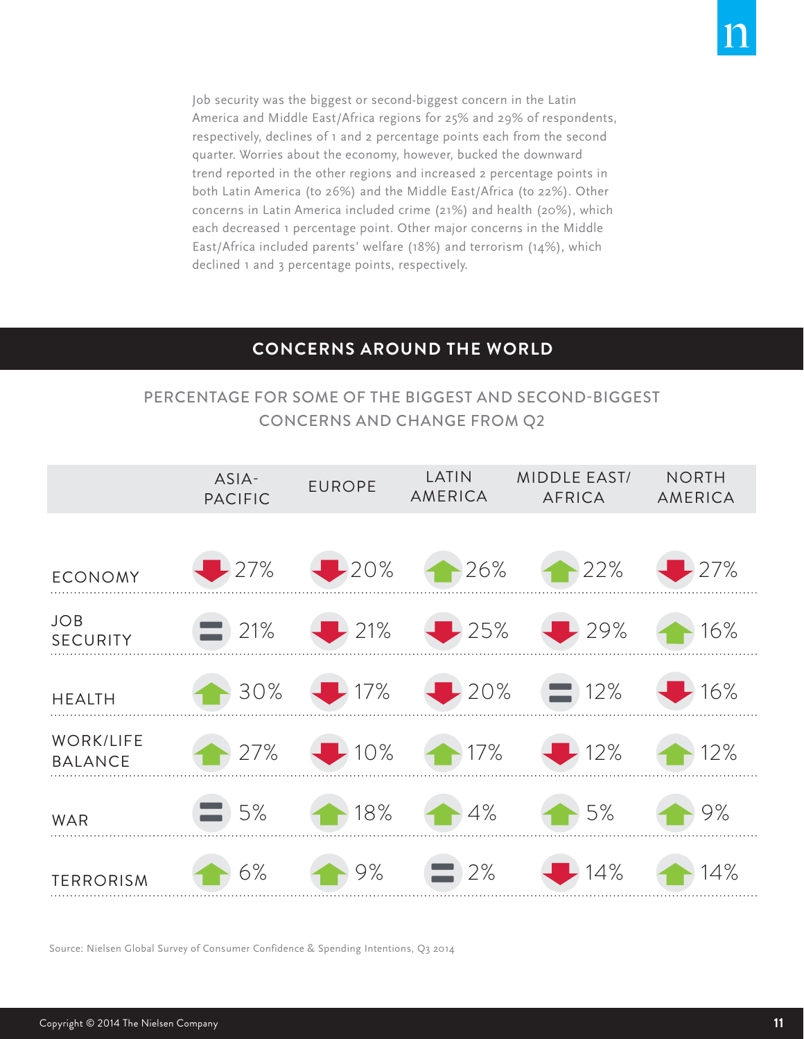Job security was the biggest or second-biggest concern in the Latin America and Middle East/Africa regions for 25% and 29% of respondents, respectively, declines of 1 and 2 percentage points each from the second quarter. Worries about the economy, however, bucked the downward trend reported in the other regions and increased 2 percentage points in both Latin America (to 26%) and the Middle East/Africa (to 22%). Other concerns in Latin America included crime (21%) and health (20%), which each decreased 1 percentage point. Other major concerns in the Middle East/Africa included parents' welfare (18%) and terrorism (14%), which declined 1 and 3 percentage points, respectively.

## CONCERNS AROUND THE WORLD

### PERCENTAGE FOR SOME OF THE BIGGEST AND SECOND-BIGGEST CONCERNS AND CHANGE FROM Q2

| | ASIA-PACIFIC | EUROPE | LATIN AMERICA | MIDDLE EAST/AFRICA | NORTH AMERICA |
|---|---|---|---|---|---|
| ECONOMY | ↓ 27% | ↓ 20% | ↑ 26% | ↑ 22% | ↓ 27% |
| JOB SECURITY | = 21% | ↓ 21% | ↓ 25% | ↓ 29% | ↑ 16% |
| HEALTH | ↑ 30% | ↓ 17% | ↓ 20% | = 12% | ↓ 16% |
| WORK/LIFE BALANCE | ↑ 27% | ↓ 10% | ↑ 17% | ↓ 12% | ↑ 12% |
| WAR | = 5% | ↑ 18% | ↑ 4% | ↑ 5% | ↑ 9% |
| TERRORISM | ↑ 6% | ↑ 9% | = 2% | ↓ 14% | ↑ 14% |

Source: Nielsen Global Survey of Consumer Confidence & Spending Intentions, Q3 2014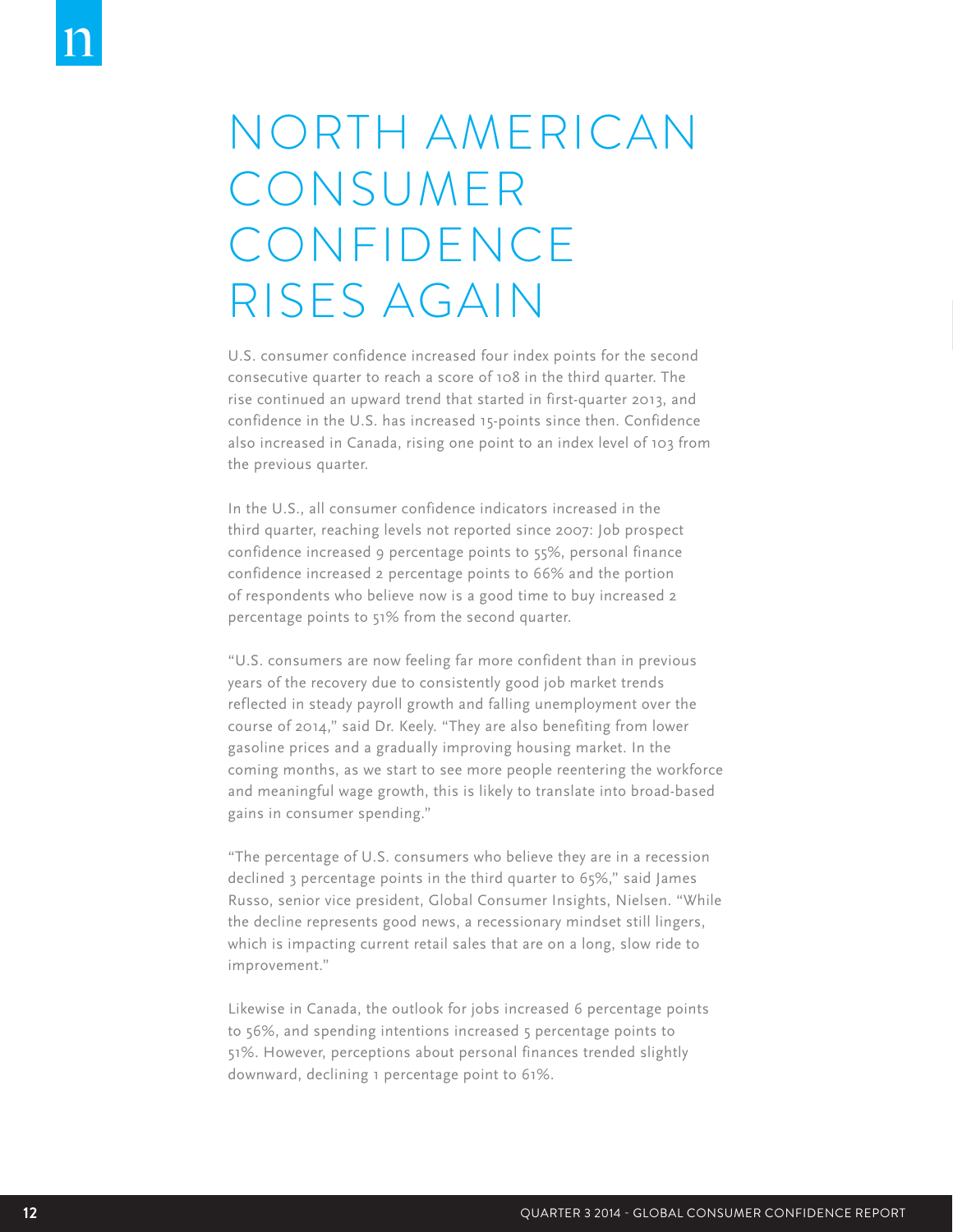# NORTH AMERICAN CONSUMER CONFIDENCE RISES AGAIN

U.S. consumer confidence increased four index points for the second consecutive quarter to reach a score of 108 in the third quarter. The rise continued an upward trend that started in first-quarter 2013, and confidence in the U.S. has increased 15-points since then. Confidence also increased in Canada, rising one point to an index level of 103 from the previous quarter.

In the U.S., all consumer confidence indicators increased in the third quarter, reaching levels not reported since 2007: Job prospect confidence increased 9 percentage points to 55%, personal finance confidence increased 2 percentage points to 66% and the portion of respondents who believe now is a good time to buy increased 2 percentage points to 51% from the second quarter.

"U.S. consumers are now feeling far more confident than in previous years of the recovery due to consistently good job market trends reflected in steady payroll growth and falling unemployment over the course of 2014," said Dr. Keely. "They are also benefiting from lower gasoline prices and a gradually improving housing market. In the coming months, as we start to see more people reentering the workforce and meaningful wage growth, this is likely to translate into broad-based gains in consumer spending."

"The percentage of U.S. consumers who believe they are in a recession declined 3 percentage points in the third quarter to 65%," said James Russo, senior vice president, Global Consumer Insights, Nielsen. "While the decline represents good news, a recessionary mindset still lingers, which is impacting current retail sales that are on a long, slow ride to improvement."

Likewise in Canada, the outlook for jobs increased 6 percentage points to 56%, and spending intentions increased 5 percentage points to 51%. However, perceptions about personal finances trended slightly downward, declining 1 percentage point to 61%.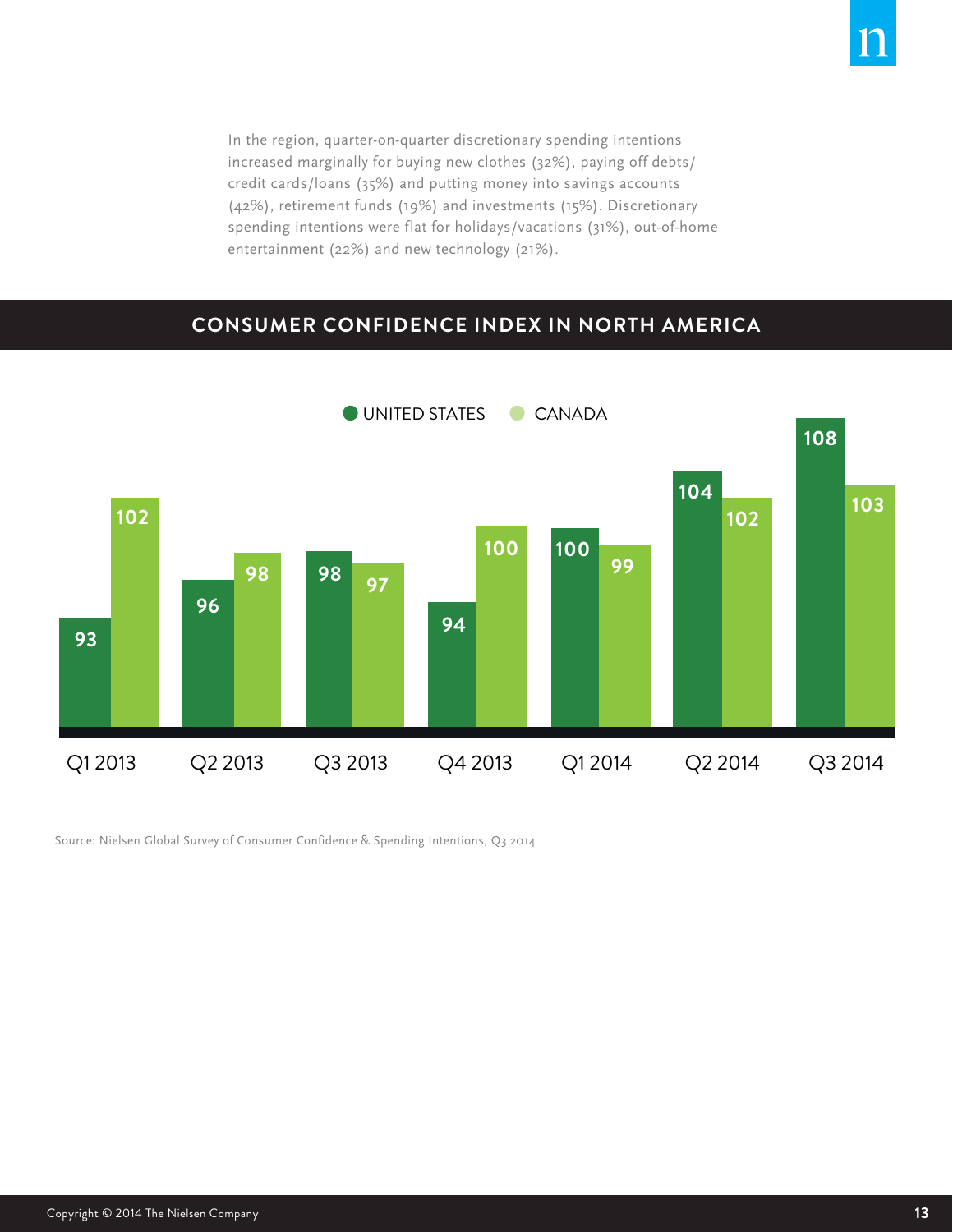In the region, quarter-on-quarter discretionary spending intentions increased marginally for buying new clothes (32%), paying off debts/credit cards/loans (35%) and putting money into savings accounts (42%), retirement funds (19%) and investments (15%). Discretionary spending intentions were flat for holidays/vacations (31%), out-of-home entertainment (22%) and new technology (21%).

## CONSUMER CONFIDENCE INDEX IN NORTH AMERICA

| | UNITED STATES | CANADA |
|---|---|---|
| Q1 2013 | 93 | 102 |
| Q2 2013 | 96 | 98 |
| Q3 2013 | 98 | 97 |
| Q4 2013 | 94 | 100 |
| Q1 2014 | 100 | 99 |
| Q2 2014 | 104 | 102 |
| Q3 2014 | 108 | 103 |

Source: Nielsen Global Survey of Consumer Confidence & Spending Intentions, Q3 2014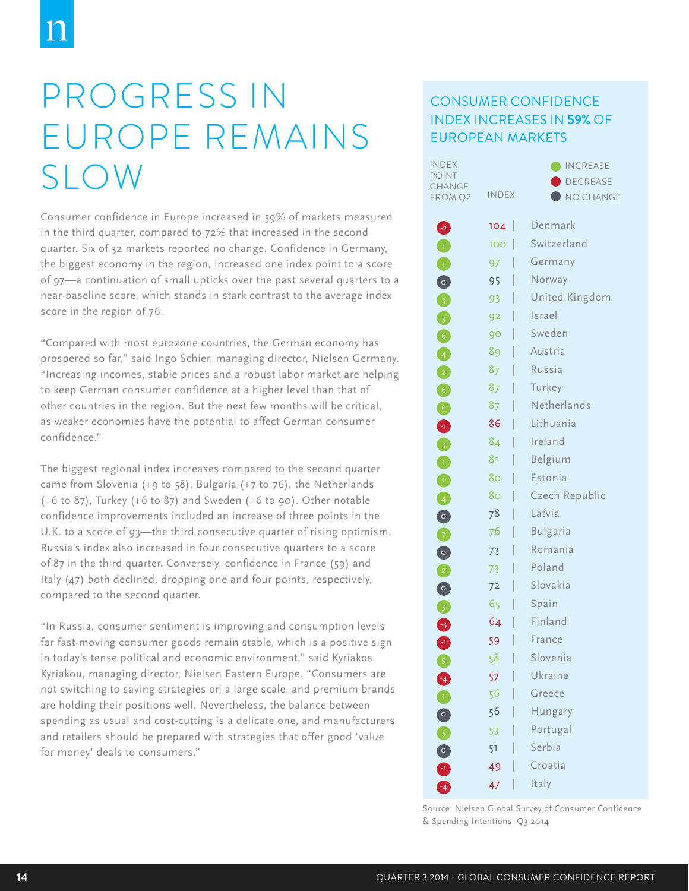# PROGRESS IN EUROPE REMAINS SLOW

Consumer confidence in Europe increased in 59% of markets measured in the third quarter, compared to 72% that increased in the second quarter. Six of 32 markets reported no change. Confidence in Germany, the biggest economy in the region, increased one index point to a score of 97—a continuation of small upticks over the past several quarters to a near-baseline score, which stands in stark contrast to the average index score in the region of 76.

"Compared with most eurozone countries, the German economy has prospered so far," said Ingo Schier, managing director, Nielsen Germany. "Increasing incomes, stable prices and a robust labor market are helping to keep German consumer confidence at a higher level than that of other countries in the region. But the next few months will be critical, as weaker economies have the potential to affect German consumer confidence."

The biggest regional index increases compared to the second quarter came from Slovenia (+9 to 58), Bulgaria (+7 to 76), the Netherlands (+6 to 87), Turkey (+6 to 87) and Sweden (+6 to 90). Other notable confidence improvements included an increase of three points in the U.K. to a score of 93—the third consecutive quarter of rising optimism. Russia's index also increased in four consecutive quarters to a score of 87 in the third quarter. Conversely, confidence in France (59) and Italy (47) both declined, dropping one and four points, respectively, compared to the second quarter.

"In Russia, consumer sentiment is improving and consumption levels for fast-moving consumer goods remain stable, which is a positive sign in today's tense political and economic environment," said Kyriakos Kyriakou, managing director, Nielsen Eastern Europe. "Consumers are not switching to saving strategies on a large scale, and premium brands are holding their positions well. Nevertheless, the balance between spending as usual and cost-cutting is a delicate one, and manufacturers and retailers should be prepared with strategies that offer good 'value for money' deals to consumers."

## CONSUMER CONFIDENCE INDEX INCREASES IN **59%** OF EUROPEAN MARKETS

Legend: INCREASE / DECREASE / NO CHANGE

| INDEX POINT CHANGE FROM Q2 | INDEX | Market |
|---|---|---|
| -2 | 104 | Denmark |
| 1 | 100 | Switzerland |
| 1 | 97 | Germany |
| 0 | 95 | Norway |
| 3 | 93 | United Kingdom |
| 3 | 92 | Israel |
| 6 | 90 | Sweden |
| 4 | 89 | Austria |
| 2 | 87 | Russia |
| 6 | 87 | Turkey |
| 6 | 87 | Netherlands |
| -1 | 86 | Lithuania |
| 3 | 84 | Ireland |
| 1 | 81 | Belgium |
| 1 | 80 | Estonia |
| 4 | 80 | Czech Republic |
| 0 | 78 | Latvia |
| 7 | 76 | Bulgaria |
| 0 | 73 | Romania |
| 2 | 73 | Poland |
| 0 | 72 | Slovakia |
| 3 | 65 | Spain |
| -3 | 64 | Finland |
| -1 | 59 | France |
| 9 | 58 | Slovenia |
| -4 | 57 | Ukraine |
| 1 | 56 | Greece |
| 0 | 56 | Hungary |
| 5 | 53 | Portugal |
| 0 | 51 | Serbia |
| -1 | 49 | Croatia |
| -4 | 47 | Italy |

Source: Nielsen Global Survey of Consumer Confidence & Spending Intentions, Q3 2014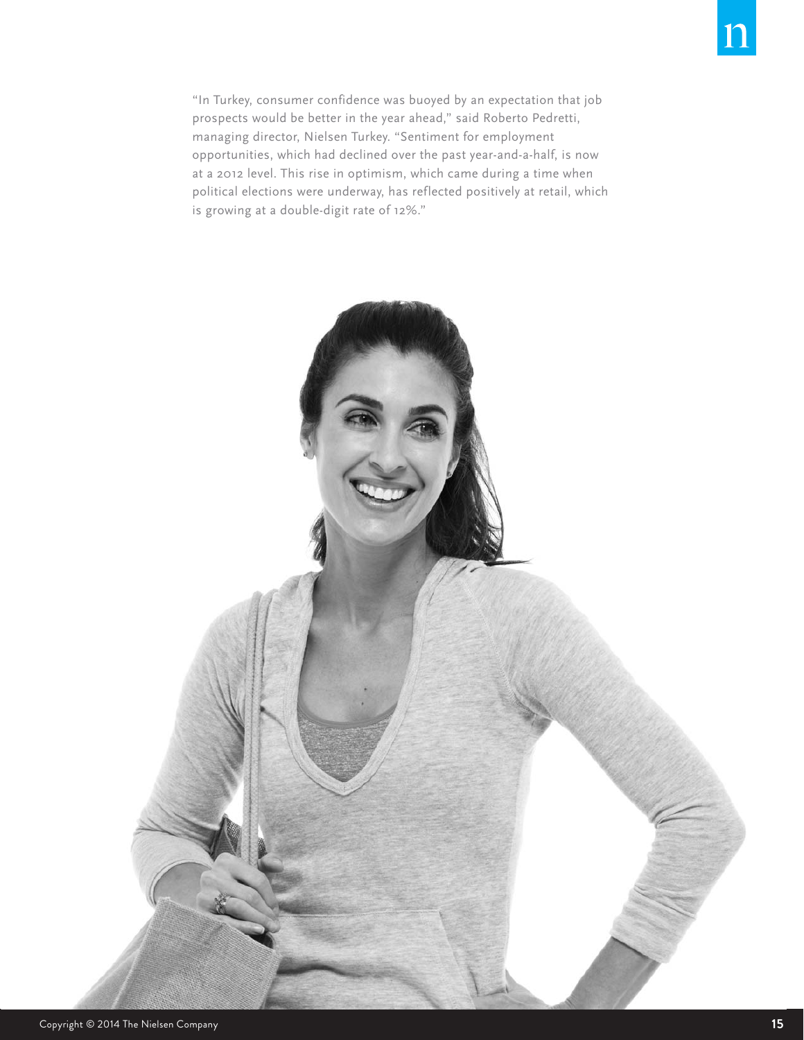"In Turkey, consumer confidence was buoyed by an expectation that job prospects would be better in the year ahead," said Roberto Pedretti, managing director, Nielsen Turkey. "Sentiment for employment opportunities, which had declined over the past year-and-a-half, is now at a 2012 level. This rise in optimism, which came during a time when political elections were underway, has reflected positively at retail, which is growing at a double-digit rate of 12%."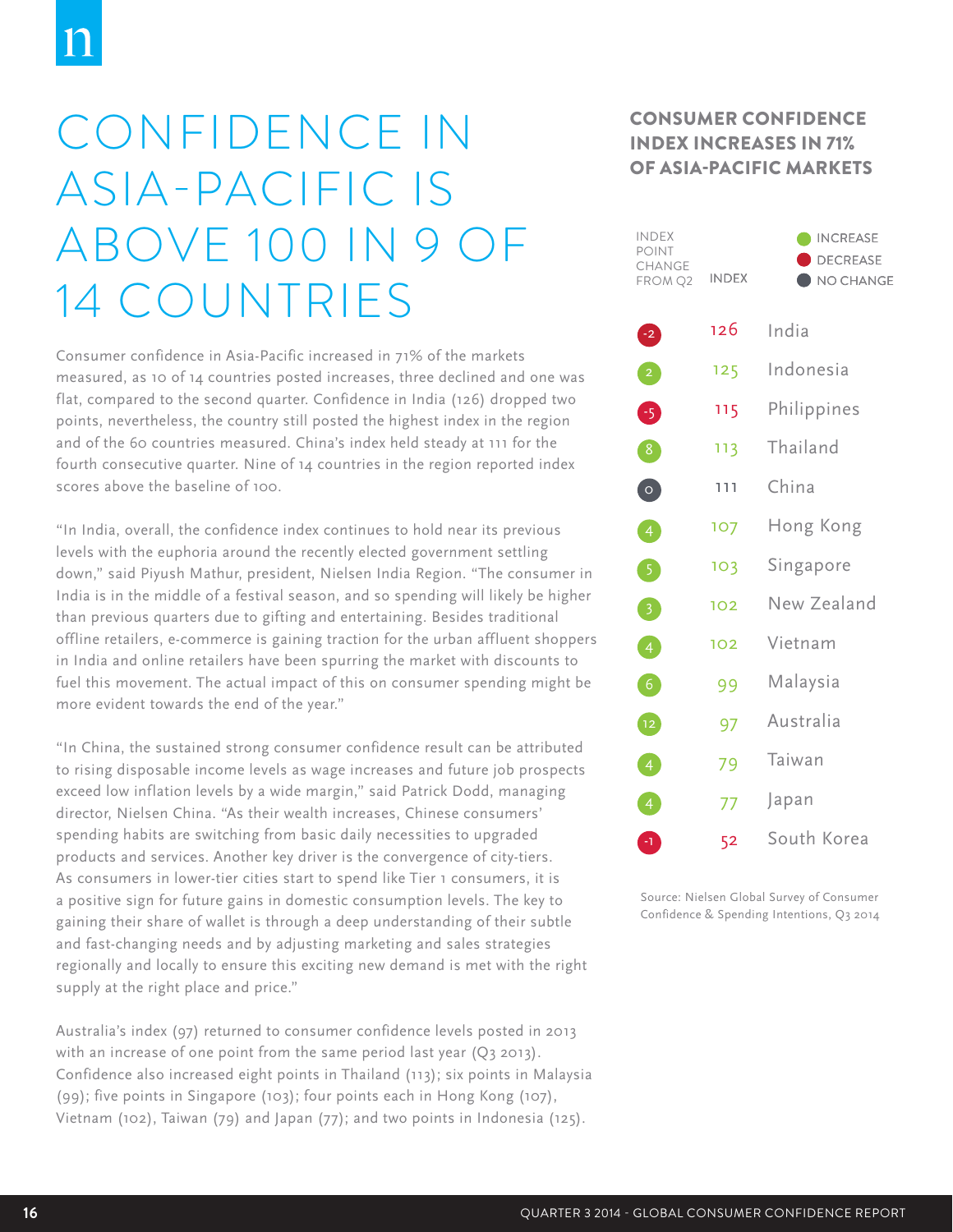# CONFIDENCE IN ASIA-PACIFIC IS ABOVE 100 IN 9 OF 14 COUNTRIES

Consumer confidence in Asia-Pacific increased in 71% of the markets measured, as 10 of 14 countries posted increases, three declined and one was flat, compared to the second quarter. Confidence in India (126) dropped two points, nevertheless, the country still posted the highest index in the region and of the 60 countries measured. China's index held steady at 111 for the fourth consecutive quarter. Nine of 14 countries in the region reported index scores above the baseline of 100.

"In India, overall, the confidence index continues to hold near its previous levels with the euphoria around the recently elected government settling down," said Piyush Mathur, president, Nielsen India Region. "The consumer in India is in the middle of a festival season, and so spending will likely be higher than previous quarters due to gifting and entertaining. Besides traditional offline retailers, e-commerce is gaining traction for the urban affluent shoppers in India and online retailers have been spurring the market with discounts to fuel this movement. The actual impact of this on consumer spending might be more evident towards the end of the year."

"In China, the sustained strong consumer confidence result can be attributed to rising disposable income levels as wage increases and future job prospects exceed low inflation levels by a wide margin," said Patrick Dodd, managing director, Nielsen China. "As their wealth increases, Chinese consumers' spending habits are switching from basic daily necessities to upgraded products and services. Another key driver is the convergence of city-tiers. As consumers in lower-tier cities start to spend like Tier 1 consumers, it is a positive sign for future gains in domestic consumption levels. The key to gaining their share of wallet is through a deep understanding of their subtle and fast-changing needs and by adjusting marketing and sales strategies regionally and locally to ensure this exciting new demand is met with the right supply at the right place and price."

Australia's index (97) returned to consumer confidence levels posted in 2013 with an increase of one point from the same period last year (Q3 2013). Confidence also increased eight points in Thailand (113); six points in Malaysia (99); five points in Singapore (103); four points each in Hong Kong (107), Vietnam (102), Taiwan (79) and Japan (77); and two points in Indonesia (125).

## CONSUMER CONFIDENCE INDEX INCREASES IN 71% OF ASIA-PACIFIC MARKETS

● INCREASE ● DECREASE ● NO CHANGE

| INDEX POINT CHANGE FROM Q2 | INDEX | |
|---|---|---|
| -2 | 126 | India |
| 2 | 125 | Indonesia |
| -5 | 115 | Philippines |
| 8 | 113 | Thailand |
| 0 | 111 | China |
| 4 | 107 | Hong Kong |
| 5 | 103 | Singapore |
| 3 | 102 | New Zealand |
| 4 | 102 | Vietnam |
| 6 | 99 | Malaysia |
| 12 | 97 | Australia |
| 4 | 79 | Taiwan |
| 4 | 77 | Japan |
| -1 | 52 | South Korea |

Source: Nielsen Global Survey of Consumer Confidence & Spending Intentions, Q3 2014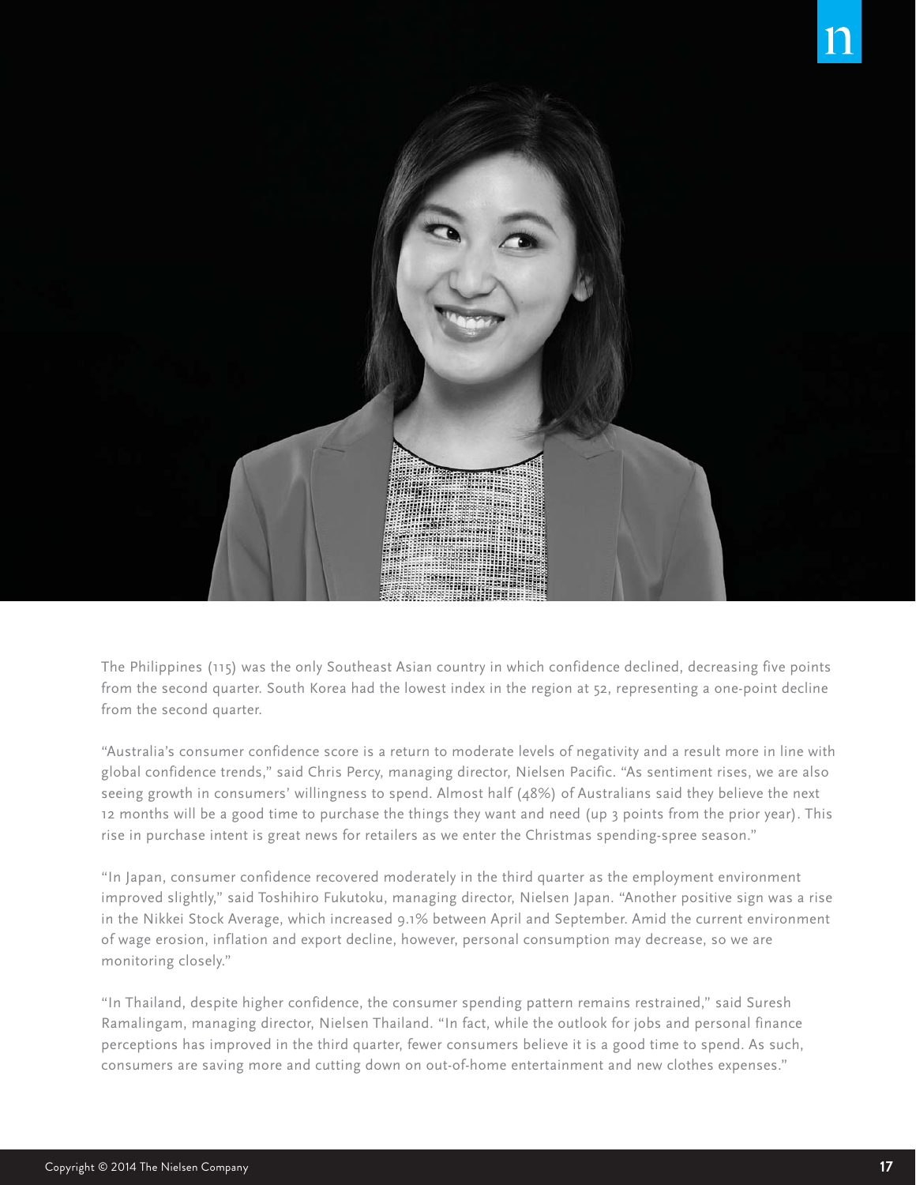The Philippines (115) was the only Southeast Asian country in which confidence declined, decreasing five points from the second quarter. South Korea had the lowest index in the region at 52, representing a one-point decline from the second quarter.

"Australia's consumer confidence score is a return to moderate levels of negativity and a result more in line with global confidence trends," said Chris Percy, managing director, Nielsen Pacific. "As sentiment rises, we are also seeing growth in consumers' willingness to spend. Almost half (48%) of Australians said they believe the next 12 months will be a good time to purchase the things they want and need (up 3 points from the prior year). This rise in purchase intent is great news for retailers as we enter the Christmas spending-spree season."

"In Japan, consumer confidence recovered moderately in the third quarter as the employment environment improved slightly," said Toshihiro Fukutoku, managing director, Nielsen Japan. "Another positive sign was a rise in the Nikkei Stock Average, which increased 9.1% between April and September. Amid the current environment of wage erosion, inflation and export decline, however, personal consumption may decrease, so we are monitoring closely."

"In Thailand, despite higher confidence, the consumer spending pattern remains restrained," said Suresh Ramalingam, managing director, Nielsen Thailand. "In fact, while the outlook for jobs and personal finance perceptions has improved in the third quarter, fewer consumers believe it is a good time to spend. As such, consumers are saving more and cutting down on out-of-home entertainment and new clothes expenses."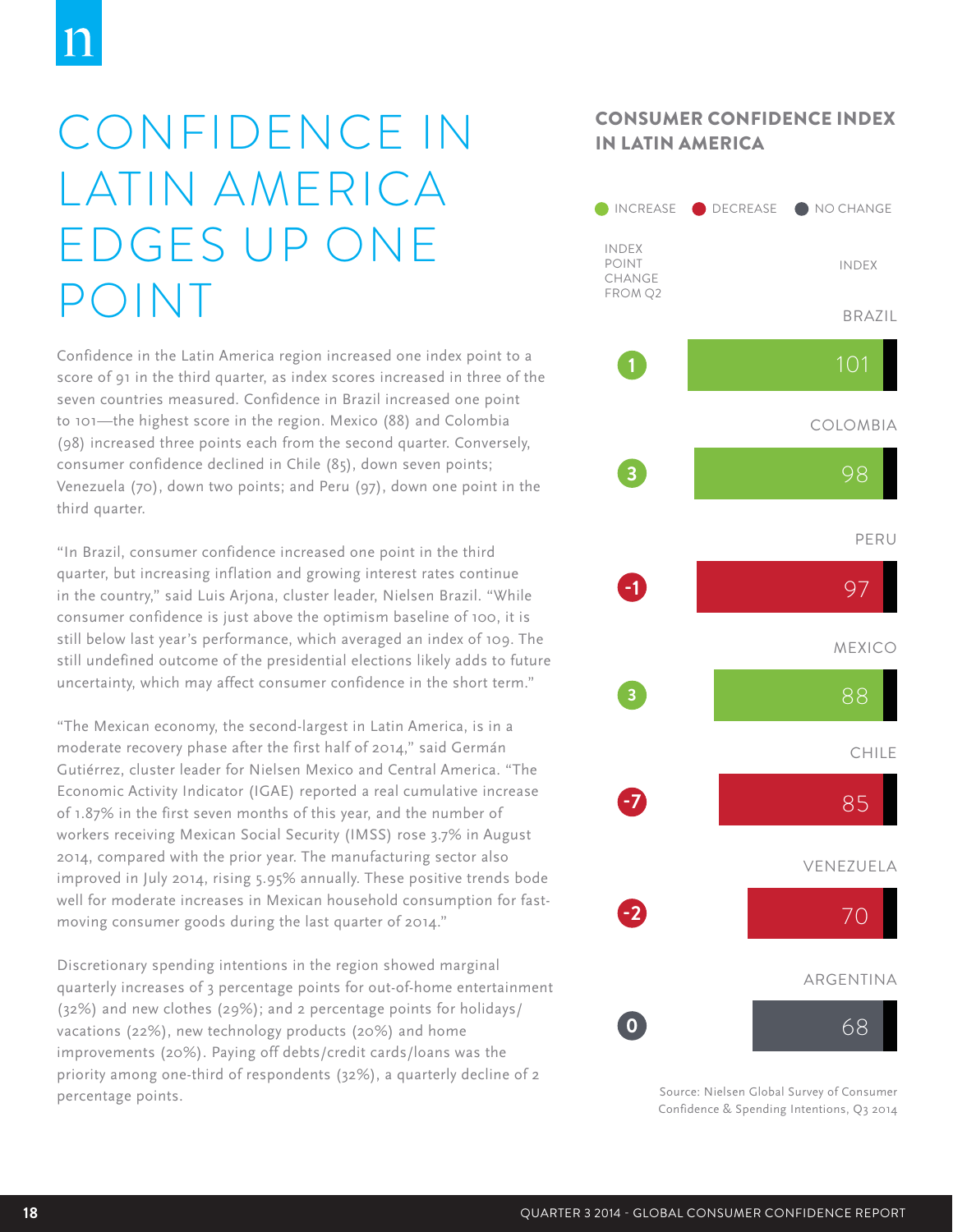# CONFIDENCE IN LATIN AMERICA EDGES UP ONE POINT

Confidence in the Latin America region increased one index point to a score of 91 in the third quarter, as index scores increased in three of the seven countries measured. Confidence in Brazil increased one point to 101—the highest score in the region. Mexico (88) and Colombia (98) increased three points each from the second quarter. Conversely, consumer confidence declined in Chile (85), down seven points; Venezuela (70), down two points; and Peru (97), down one point in the third quarter.

"In Brazil, consumer confidence increased one point in the third quarter, but increasing inflation and growing interest rates continue in the country," said Luis Arjona, cluster leader, Nielsen Brazil. "While consumer confidence is just above the optimism baseline of 100, it is still below last year's performance, which averaged an index of 109. The still undefined outcome of the presidential elections likely adds to future uncertainty, which may affect consumer confidence in the short term."

"The Mexican economy, the second-largest in Latin America, is in a moderate recovery phase after the first half of 2014," said Germán Gutiérrez, cluster leader for Nielsen Mexico and Central America. "The Economic Activity Indicator (IGAE) reported a real cumulative increase of 1.87% in the first seven months of this year, and the number of workers receiving Mexican Social Security (IMSS) rose 3.7% in August 2014, compared with the prior year. The manufacturing sector also improved in July 2014, rising 5.95% annually. These positive trends bode well for moderate increases in Mexican household consumption for fast-moving consumer goods during the last quarter of 2014."

Discretionary spending intentions in the region showed marginal quarterly increases of 3 percentage points for out-of-home entertainment (32%) and new clothes (29%); and 2 percentage points for holidays/vacations (22%), new technology products (20%) and home improvements (20%). Paying off debts/credit cards/loans was the priority among one-third of respondents (32%), a quarterly decline of 2 percentage points.

## CONSUMER CONFIDENCE INDEX IN LATIN AMERICA

INCREASE | DECREASE | NO CHANGE

| Country | Index Point Change from Q2 | Index |
|---|---|---|
| Brazil | 1 | 101 |
| Colombia | 3 | 98 |
| Peru | -1 | 97 |
| Mexico | 3 | 88 |
| Chile | -7 | 85 |
| Venezuela | -2 | 70 |
| Argentina | 0 | 68 |

Source: Nielsen Global Survey of Consumer Confidence & Spending Intentions, Q3 2014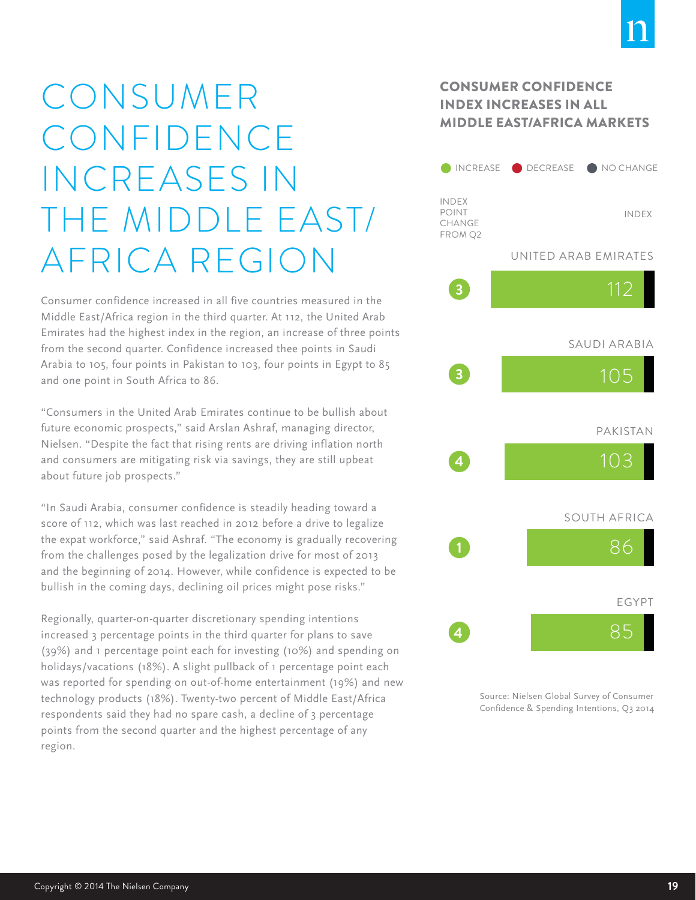# CONSUMER CONFIDENCE INCREASES IN THE MIDDLE EAST/ AFRICA REGION

Consumer confidence increased in all five countries measured in the Middle East/Africa region in the third quarter. At 112, the United Arab Emirates had the highest index in the region, an increase of three points from the second quarter. Confidence increased thee points in Saudi Arabia to 105, four points in Pakistan to 103, four points in Egypt to 85 and one point in South Africa to 86.

"Consumers in the United Arab Emirates continue to be bullish about future economic prospects," said Arslan Ashraf, managing director, Nielsen. "Despite the fact that rising rents are driving inflation north and consumers are mitigating risk via savings, they are still upbeat about future job prospects."

"In Saudi Arabia, consumer confidence is steadily heading toward a score of 112, which was last reached in 2012 before a drive to legalize the expat workforce," said Ashraf. "The economy is gradually recovering from the challenges posed by the legalization drive for most of 2013 and the beginning of 2014. However, while confidence is expected to be bullish in the coming days, declining oil prices might pose risks."

Regionally, quarter-on-quarter discretionary spending intentions increased 3 percentage points in the third quarter for plans to save (39%) and 1 percentage point each for investing (10%) and spending on holidays/vacations (18%). A slight pullback of 1 percentage point each was reported for spending on out-of-home entertainment (19%) and new technology products (18%). Twenty-two percent of Middle East/Africa respondents said they had no spare cash, a decline of 3 percentage points from the second quarter and the highest percentage of any region.

## CONSUMER CONFIDENCE INDEX INCREASES IN ALL MIDDLE EAST/AFRICA MARKETS

INCREASE · DECREASE · NO CHANGE

| Market | Index Point Change from Q2 | Index |
|---|---|---|
| United Arab Emirates | 3 | 112 |
| Saudi Arabia | 3 | 105 |
| Pakistan | 4 | 103 |
| South Africa | 1 | 86 |
| Egypt | 4 | 85 |

Source: Nielsen Global Survey of Consumer Confidence & Spending Intentions, Q3 2014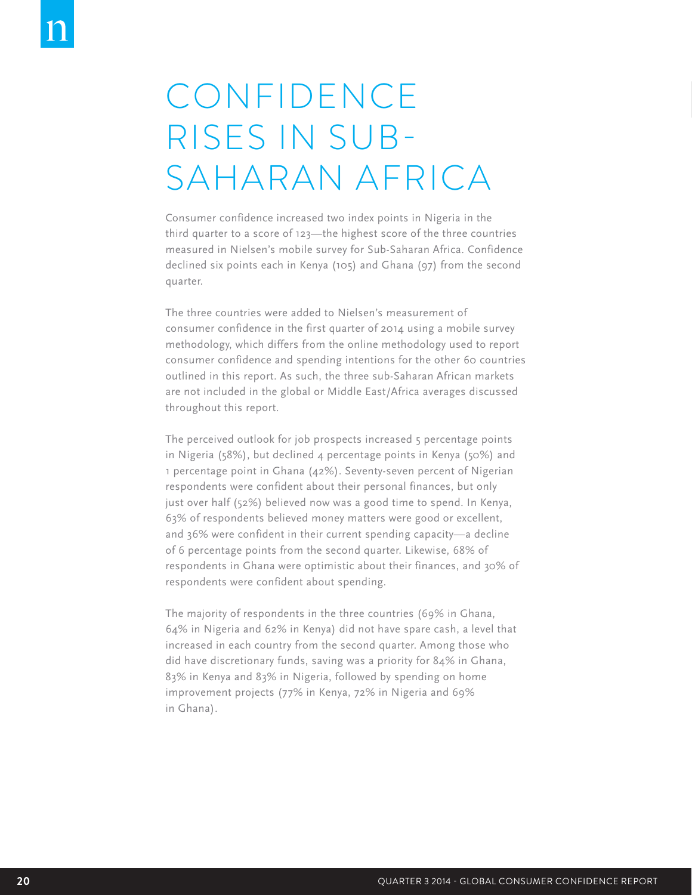# CONFIDENCE RISES IN SUB-SAHARAN AFRICA

Consumer confidence increased two index points in Nigeria in the third quarter to a score of 123—the highest score of the three countries measured in Nielsen's mobile survey for Sub-Saharan Africa. Confidence declined six points each in Kenya (105) and Ghana (97) from the second quarter.

The three countries were added to Nielsen's measurement of consumer confidence in the first quarter of 2014 using a mobile survey methodology, which differs from the online methodology used to report consumer confidence and spending intentions for the other 60 countries outlined in this report. As such, the three sub-Saharan African markets are not included in the global or Middle East/Africa averages discussed throughout this report.

The perceived outlook for job prospects increased 5 percentage points in Nigeria (58%), but declined 4 percentage points in Kenya (50%) and 1 percentage point in Ghana (42%). Seventy-seven percent of Nigerian respondents were confident about their personal finances, but only just over half (52%) believed now was a good time to spend. In Kenya, 63% of respondents believed money matters were good or excellent, and 36% were confident in their current spending capacity—a decline of 6 percentage points from the second quarter. Likewise, 68% of respondents in Ghana were optimistic about their finances, and 30% of respondents were confident about spending.

The majority of respondents in the three countries (69% in Ghana, 64% in Nigeria and 62% in Kenya) did not have spare cash, a level that increased in each country from the second quarter. Among those who did have discretionary funds, saving was a priority for 84% in Ghana, 83% in Kenya and 83% in Nigeria, followed by spending on home improvement projects (77% in Kenya, 72% in Nigeria and 69% in Ghana).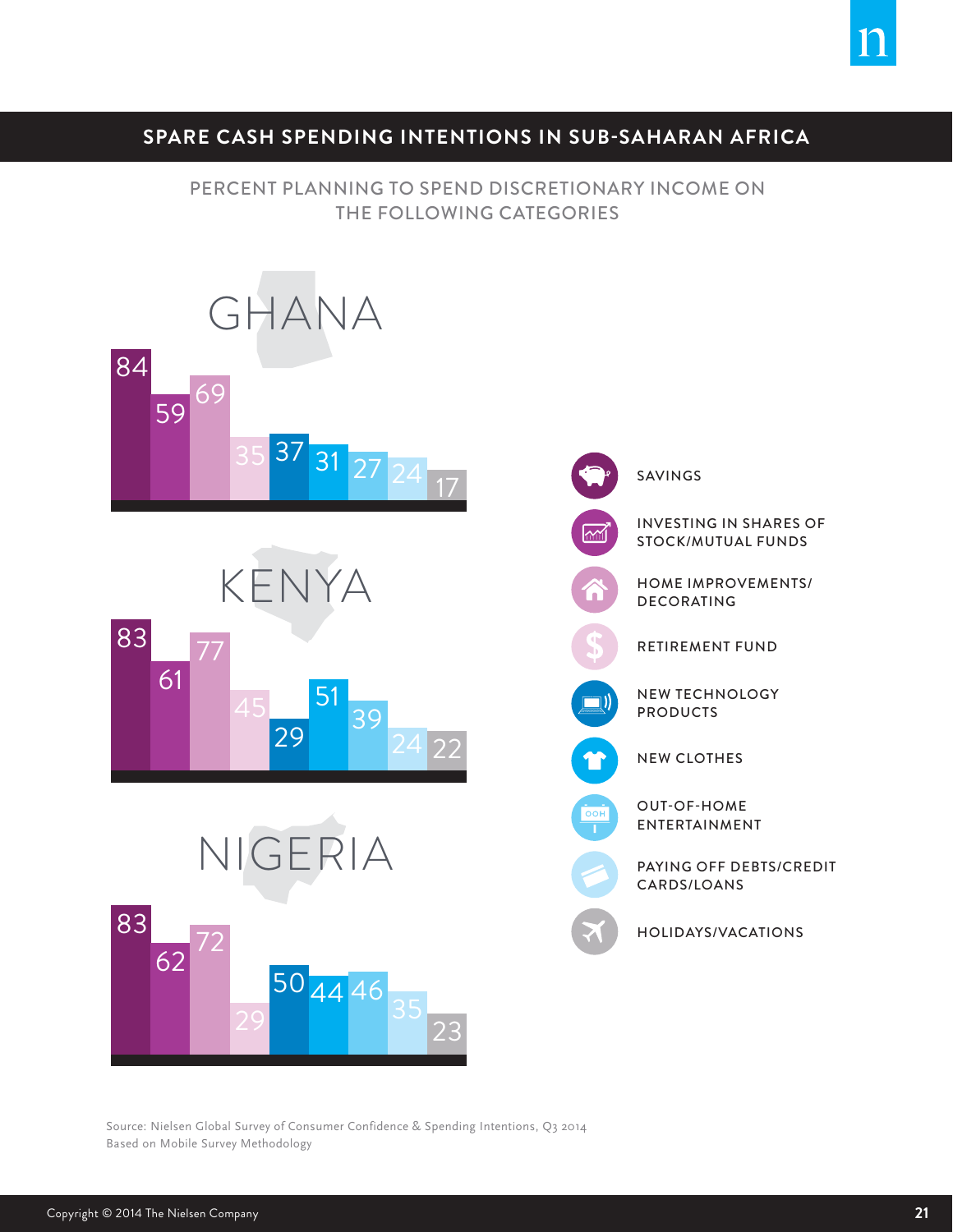## SPARE CASH SPENDING INTENTIONS IN SUB-SAHARAN AFRICA

PERCENT PLANNING TO SPEND DISCRETIONARY INCOME ON THE FOLLOWING CATEGORIES

| Category | GHANA | KENYA | NIGERIA |
|---|---|---|---|
| SAVINGS | 84 | 83 | 83 |
| INVESTING IN SHARES OF STOCK/MUTUAL FUNDS | 59 | 61 | 62 |
| HOME IMPROVEMENTS/ DECORATING | 69 | 77 | 72 |
| RETIREMENT FUND | 35 | 45 | 29 |
| NEW TECHNOLOGY PRODUCTS | 37 | 29 | 50 |
| NEW CLOTHES | 31 | 51 | 44 |
| OUT-OF-HOME ENTERTAINMENT | 27 | 39 | 46 |
| PAYING OFF DEBTS/CREDIT CARDS/LOANS | 24 | 24 | 35 |
| HOLIDAYS/VACATIONS | 17 | 22 | 23 |

Source: Nielsen Global Survey of Consumer Confidence & Spending Intentions, Q3 2014
Based on Mobile Survey Methodology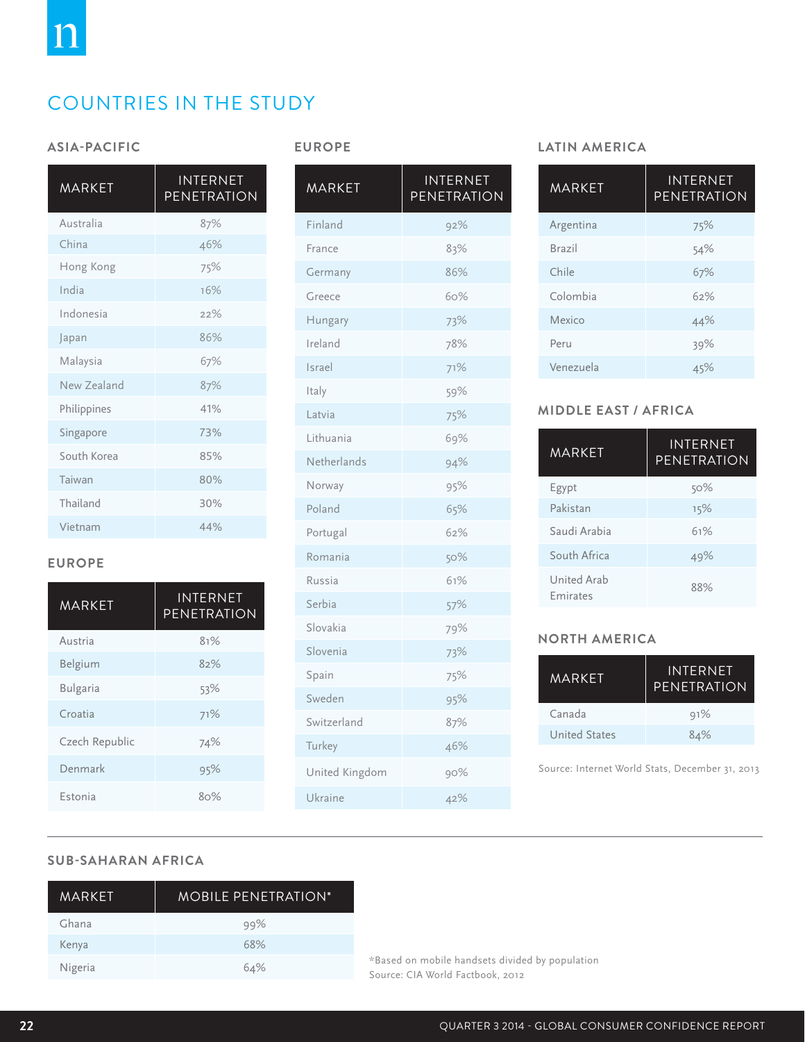## COUNTRIES IN THE STUDY

### ASIA-PACIFIC

| MARKET | INTERNET PENETRATION |
|---|---|
| Australia | 87% |
| China | 46% |
| Hong Kong | 75% |
| India | 16% |
| Indonesia | 22% |
| Japan | 86% |
| Malaysia | 67% |
| New Zealand | 87% |
| Philippines | 41% |
| Singapore | 73% |
| South Korea | 85% |
| Taiwan | 80% |
| Thailand | 30% |
| Vietnam | 44% |

### EUROPE

| MARKET | INTERNET PENETRATION |
|---|---|
| Austria | 81% |
| Belgium | 82% |
| Bulgaria | 53% |
| Croatia | 71% |
| Czech Republic | 74% |
| Denmark | 95% |
| Estonia | 80% |
| Finland | 92% |
| France | 83% |
| Germany | 86% |
| Greece | 60% |
| Hungary | 73% |
| Ireland | 78% |
| Israel | 71% |
| Italy | 59% |
| Latvia | 75% |
| Lithuania | 69% |
| Netherlands | 94% |
| Norway | 95% |
| Poland | 65% |
| Portugal | 62% |
| Romania | 50% |
| Russia | 61% |
| Serbia | 57% |
| Slovakia | 79% |
| Slovenia | 73% |
| Spain | 75% |
| Sweden | 95% |
| Switzerland | 87% |
| Turkey | 46% |
| United Kingdom | 90% |
| Ukraine | 42% |

### LATIN AMERICA

| MARKET | INTERNET PENETRATION |
|---|---|
| Argentina | 75% |
| Brazil | 54% |
| Chile | 67% |
| Colombia | 62% |
| Mexico | 44% |
| Peru | 39% |
| Venezuela | 45% |

### MIDDLE EAST / AFRICA

| MARKET | INTERNET PENETRATION |
|---|---|
| Egypt | 50% |
| Pakistan | 15% |
| Saudi Arabia | 61% |
| South Africa | 49% |
| United Arab Emirates | 88% |

### NORTH AMERICA

| MARKET | INTERNET PENETRATION |
|---|---|
| Canada | 91% |
| United States | 84% |

Source: Internet World Stats, December 31, 2013

### SUB-SAHARAN AFRICA

| MARKET | MOBILE PENETRATION* |
|---|---|
| Ghana | 99% |
| Kenya | 68% |
| Nigeria | 64% |

*Based on mobile handsets divided by population
Source: CIA World Factbook, 2012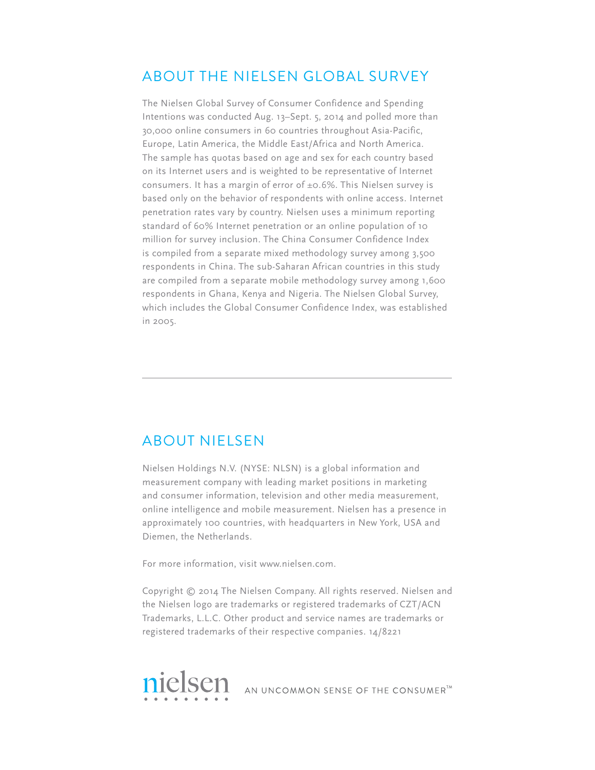## ABOUT THE NIELSEN GLOBAL SURVEY

The Nielsen Global Survey of Consumer Confidence and Spending Intentions was conducted Aug. 13–Sept. 5, 2014 and polled more than 30,000 online consumers in 60 countries throughout Asia-Pacific, Europe, Latin America, the Middle East/Africa and North America. The sample has quotas based on age and sex for each country based on its Internet users and is weighted to be representative of Internet consumers. It has a margin of error of ±0.6%. This Nielsen survey is based only on the behavior of respondents with online access. Internet penetration rates vary by country. Nielsen uses a minimum reporting standard of 60% Internet penetration or an online population of 10 million for survey inclusion. The China Consumer Confidence Index is compiled from a separate mixed methodology survey among 3,500 respondents in China. The sub-Saharan African countries in this study are compiled from a separate mobile methodology survey among 1,600 respondents in Ghana, Kenya and Nigeria. The Nielsen Global Survey, which includes the Global Consumer Confidence Index, was established in 2005.

---

## ABOUT NIELSEN

Nielsen Holdings N.V. (NYSE: NLSN) is a global information and measurement company with leading market positions in marketing and consumer information, television and other media measurement, online intelligence and mobile measurement. Nielsen has a presence in approximately 100 countries, with headquarters in New York, USA and Diemen, the Netherlands.

For more information, visit www.nielsen.com.

Copyright © 2014 The Nielsen Company. All rights reserved. Nielsen and the Nielsen logo are trademarks or registered trademarks of CZT/ACN Trademarks, L.L.C. Other product and service names are trademarks or registered trademarks of their respective companies. 14/8221

nielsen AN UNCOMMON SENSE OF THE CONSUMER™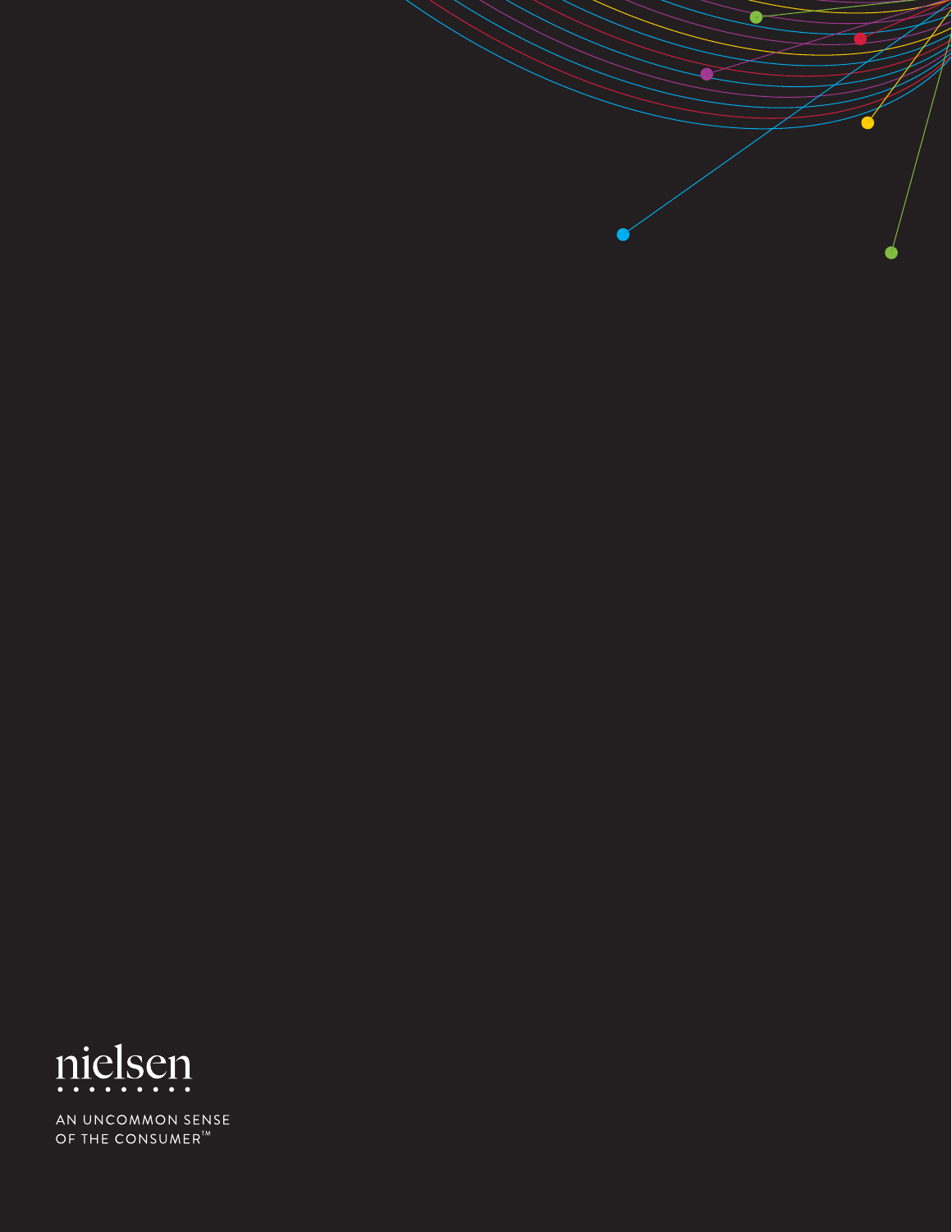nielsen

AN UNCOMMON SENSE
OF THE CONSUMER™